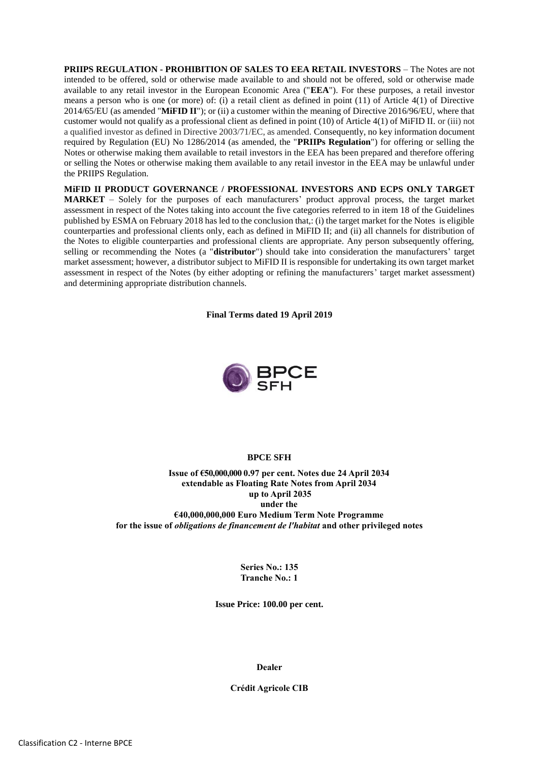**PRIIPS REGULATION - PROHIBITION OF SALES TO EEA RETAIL INVESTORS** – The Notes are not intended to be offered, sold or otherwise made available to and should not be offered, sold or otherwise made available to any retail investor in the European Economic Area ("**EEA**"). For these purposes, a retail investor means a person who is one (or more) of: (i) a retail client as defined in point (11) of Article 4(1) of Directive 2014/65/EU (as amended "**MiFID II**"); or (ii) a customer within the meaning of Directive 2016/96/EU, where that customer would not qualify as a professional client as defined in point (10) of Article 4(1) of MiFID II. or (iii) not a qualified investor as defined in Directive 2003/71/EC, as amended. Consequently, no key information document required by Regulation (EU) No 1286/2014 (as amended, the "**PRIIPs Regulation**") for offering or selling the Notes or otherwise making them available to retail investors in the EEA has been prepared and therefore offering or selling the Notes or otherwise making them available to any retail investor in the EEA may be unlawful under the PRIIPS Regulation.

**MiFID II PRODUCT GOVERNANCE / PROFESSIONAL INVESTORS AND ECPS ONLY TARGET MARKET** – Solely for the purposes of each manufacturers' product approval process, the target market assessment in respect of the Notes taking into account the five categories referred to in item 18 of the Guidelines published by ESMA on February 2018 has led to the conclusion that,: (i) the target market for the Notes is eligible counterparties and professional clients only, each as defined in MiFID II; and (ii) all channels for distribution of the Notes to eligible counterparties and professional clients are appropriate. Any person subsequently offering, selling or recommending the Notes (a "**distributor**") should take into consideration the manufacturers' target market assessment; however, a distributor subject to MiFID II is responsible for undertaking its own target market assessment in respect of the Notes (by either adopting or refining the manufacturers' target market assessment) and determining appropriate distribution channels.

**Final Terms dated 19 April 2019**

BPCE SFH

**BPCE SFH**

**Issue of €50,000,000 0.97 per cent. Notes due 24 April 2034**
**extendable as Floating Rate Notes from April 2034**
**up to April 2035**
**under the**
**€40,000,000,000 Euro Medium Term Note Programme**
**for the issue of *obligations de financement de l'habitat* and other privileged notes**

**Series No.: 135**
**Tranche No.: 1**

**Issue Price: 100.00 per cent.**

**Dealer**

**Crédit Agricole CIB**

Classification C2 - Interne BPCE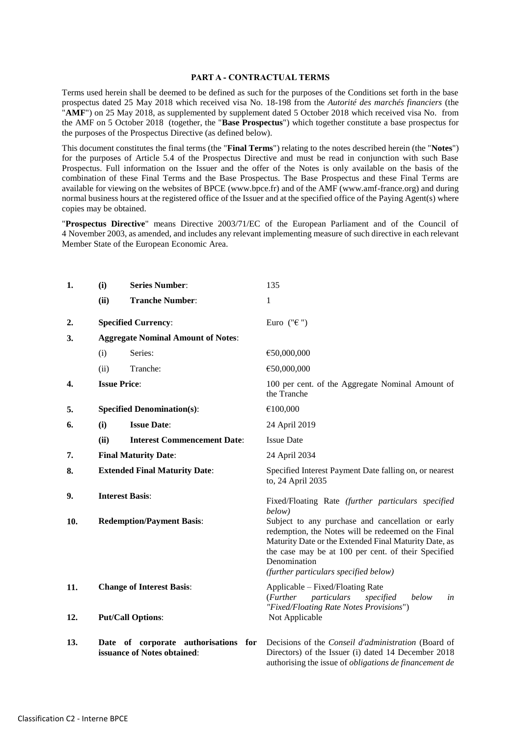## PART A - CONTRACTUAL TERMS

Terms used herein shall be deemed to be defined as such for the purposes of the Conditions set forth in the base prospectus dated 25 May 2018 which received visa No. 18-198 from the *Autorité des marchés financiers* (the "**AMF**") on 25 May 2018, as supplemented by supplement dated 5 October 2018 which received visa No. from the AMF on 5 October 2018 (together, the "**Base Prospectus**") which together constitute a base prospectus for the purposes of the Prospectus Directive (as defined below).

This document constitutes the final terms (the "**Final Terms**") relating to the notes described herein (the "**Notes**") for the purposes of Article 5.4 of the Prospectus Directive and must be read in conjunction with such Base Prospectus. Full information on the Issuer and the offer of the Notes is only available on the basis of the combination of these Final Terms and the Base Prospectus. The Base Prospectus and these Final Terms are available for viewing on the websites of BPCE (www.bpce.fr) and of the AMF (www.amf-france.org) and during normal business hours at the registered office of the Issuer and at the specified office of the Paying Agent(s) where copies may be obtained.

"**Prospectus Directive**" means Directive 2003/71/EC of the European Parliament and of the Council of 4 November 2003, as amended, and includes any relevant implementing measure of such directive in each relevant Member State of the European Economic Area.

| | | | |
|---|---|---|---|
| **1.** | **(i)** | **Series Number**: | 135 |
| | **(ii)** | **Tranche Number**: | 1 |
| **2.** | | **Specified Currency**: | Euro ("€ ") |
| **3.** | | **Aggregate Nominal Amount of Notes**: | |
| | (i) | Series: | €50,000,000 |
| | (ii) | Tranche: | €50,000,000 |
| **4.** | | **Issue Price**: | 100 per cent. of the Aggregate Nominal Amount of the Tranche |
| **5.** | | **Specified Denomination(s)**: | €100,000 |
| **6.** | **(i)** | **Issue Date**: | 24 April 2019 |
| | **(ii)** | **Interest Commencement Date**: | Issue Date |
| **7.** | | **Final Maturity Date**: | 24 April 2034 |
| **8.** | | **Extended Final Maturity Date**: | Specified Interest Payment Date falling on, or nearest to, 24 April 2035 |
| **9.** | | **Interest Basis**: | Fixed/Floating Rate *(further particulars specified below)* |
| **10.** | | **Redemption/Payment Basis**: | Subject to any purchase and cancellation or early redemption, the Notes will be redeemed on the Final Maturity Date or the Extended Final Maturity Date, as the case may be at 100 per cent. of their Specified Denomination *(further particulars specified below)* |
| **11.** | | **Change of Interest Basis**: | Applicable – Fixed/Floating Rate (*Further particulars specified below in "Fixed/Floating Rate Notes Provisions*") |
| **12.** | | **Put/Call Options**: | Not Applicable |
| **13.** | | **Date of corporate authorisations for issuance of Notes obtained**: | Decisions of the *Conseil d'administration* (Board of Directors) of the Issuer (i) dated 14 December 2018 authorising the issue of *obligations de financement de* |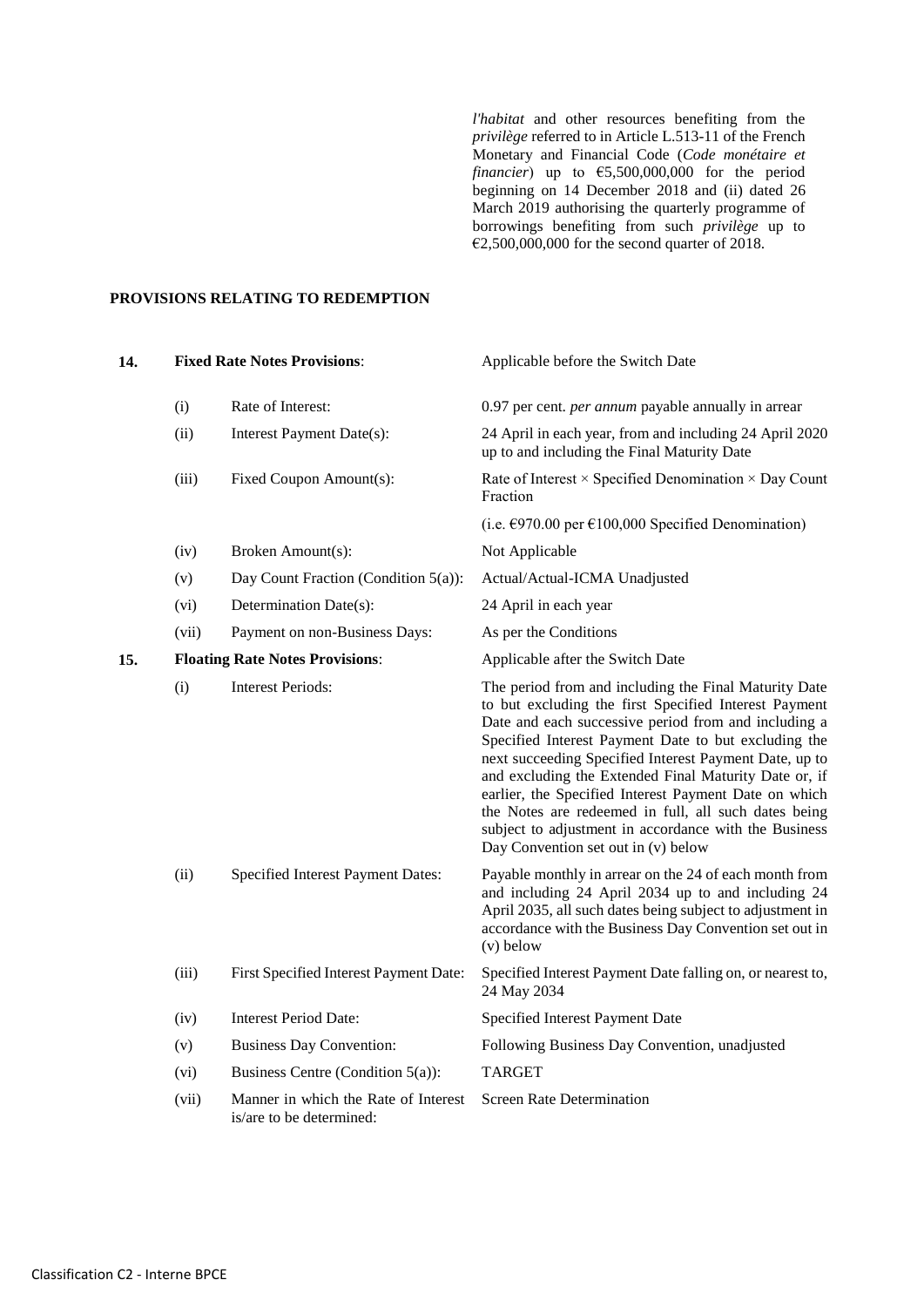| | |
|---|---|
| | *l'habitat* and other resources benefiting from the *privilège* referred to in Article L.513-11 of the French Monetary and Financial Code (*Code monétaire et financier*) up to €5,500,000,000 for the period beginning on 14 December 2018 and (ii) dated 26 March 2019 authorising the quarterly programme of borrowings benefiting from such *privilège* up to €2,500,000,000 for the second quarter of 2018. |

**PROVISIONS RELATING TO REDEMPTION**

| | | | |
|---|---|---|---|
| **14.** | **Fixed Rate Notes Provisions**: | | Applicable before the Switch Date |
| | (i) | Rate of Interest: | 0.97 per cent. *per annum* payable annually in arrear |
| | (ii) | Interest Payment Date(s): | 24 April in each year, from and including 24 April 2020 up to and including the Final Maturity Date |
| | (iii) | Fixed Coupon Amount(s): | Rate of Interest × Specified Denomination × Day Count Fraction<br><br>(i.e. €970.00 per €100,000 Specified Denomination) |
| | (iv) | Broken Amount(s): | Not Applicable |
| | (v) | Day Count Fraction (Condition 5(a)): | Actual/Actual-ICMA Unadjusted |
| | (vi) | Determination Date(s): | 24 April in each year |
| | (vii) | Payment on non-Business Days: | As per the Conditions |
| **15.** | **Floating Rate Notes Provisions**: | | Applicable after the Switch Date |
| | (i) | Interest Periods: | The period from and including the Final Maturity Date to but excluding the first Specified Interest Payment Date and each successive period from and including a Specified Interest Payment Date to but excluding the next succeeding Specified Interest Payment Date, up to and excluding the Extended Final Maturity Date or, if earlier, the Specified Interest Payment Date on which the Notes are redeemed in full, all such dates being subject to adjustment in accordance with the Business Day Convention set out in (v) below |
| | (ii) | Specified Interest Payment Dates: | Payable monthly in arrear on the 24 of each month from and including 24 April 2034 up to and including 24 April 2035, all such dates being subject to adjustment in accordance with the Business Day Convention set out in (v) below |
| | (iii) | First Specified Interest Payment Date: | Specified Interest Payment Date falling on, or nearest to, 24 May 2034 |
| | (iv) | Interest Period Date: | Specified Interest Payment Date |
| | (v) | Business Day Convention: | Following Business Day Convention, unadjusted |
| | (vi) | Business Centre (Condition 5(a)): | TARGET |
| | (vii) | Manner in which the Rate of Interest is/are to be determined: | Screen Rate Determination |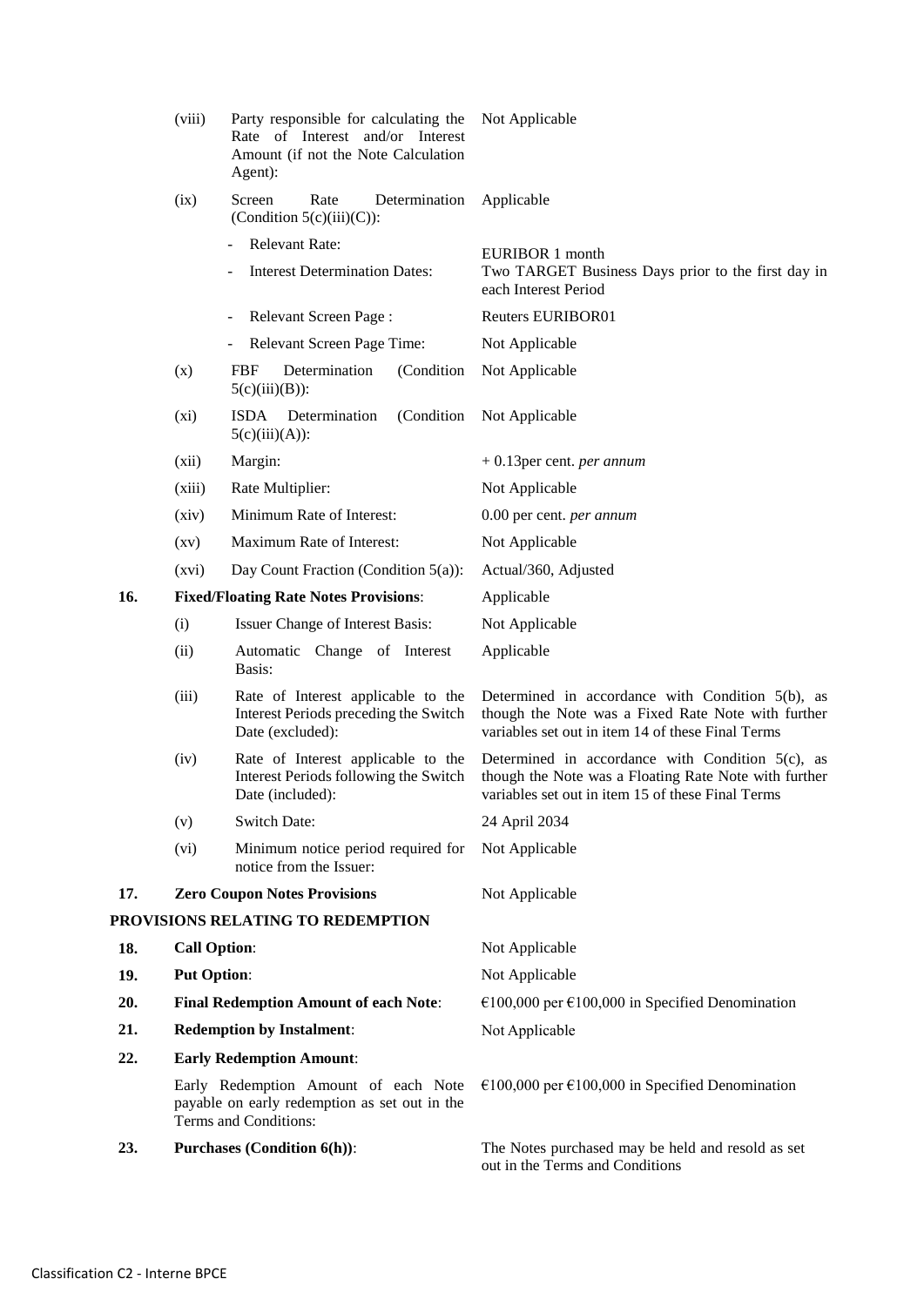| | | | |
|---|---|---|---|
| | (viii) | Party responsible for calculating the Rate of Interest and/or Interest Amount (if not the Note Calculation Agent): | Not Applicable |
| | (ix) | Screen Rate Determination (Condition 5(c)(iii)(C)): | Applicable |
| | | - Relevant Rate: | EURIBOR 1 month |
| | | - Interest Determination Dates: | Two TARGET Business Days prior to the first day in each Interest Period |
| | | - Relevant Screen Page : | Reuters EURIBOR01 |
| | | - Relevant Screen Page Time: | Not Applicable |
| | (x) | FBF Determination (Condition 5(c)(iii)(B)): | Not Applicable |
| | (xi) | ISDA Determination (Condition 5(c)(iii)(A)): | Not Applicable |
| | (xii) | Margin: | + 0.13per cent. *per annum* |
| | (xiii) | Rate Multiplier: | Not Applicable |
| | (xiv) | Minimum Rate of Interest: | 0.00 per cent. *per annum* |
| | (xv) | Maximum Rate of Interest: | Not Applicable |
| | (xvi) | Day Count Fraction (Condition 5(a)): | Actual/360, Adjusted |
| **16.** | **Fixed/Floating Rate Notes Provisions**: | | Applicable |
| | (i) | Issuer Change of Interest Basis: | Not Applicable |
| | (ii) | Automatic Change of Interest Basis: | Applicable |
| | (iii) | Rate of Interest applicable to the Interest Periods preceding the Switch Date (excluded): | Determined in accordance with Condition 5(b), as though the Note was a Fixed Rate Note with further variables set out in item 14 of these Final Terms |
| | (iv) | Rate of Interest applicable to the Interest Periods following the Switch Date (included): | Determined in accordance with Condition 5(c), as though the Note was a Floating Rate Note with further variables set out in item 15 of these Final Terms |
| | (v) | Switch Date: | 24 April 2034 |
| | (vi) | Minimum notice period required for notice from the Issuer: | Not Applicable |
| **17.** | **Zero Coupon Notes Provisions** | | Not Applicable |

**PROVISIONS RELATING TO REDEMPTION**

| | | |
|---|---|---|
| **18.** | **Call Option**: | Not Applicable |
| **19.** | **Put Option**: | Not Applicable |
| **20.** | **Final Redemption Amount of each Note**: | €100,000 per €100,000 in Specified Denomination |
| **21.** | **Redemption by Instalment**: | Not Applicable |
| **22.** | **Early Redemption Amount**: | |
| | Early Redemption Amount of each Note payable on early redemption as set out in the Terms and Conditions: | €100,000 per €100,000 in Specified Denomination |
| **23.** | **Purchases (Condition 6(h))**: | The Notes purchased may be held and resold as set out in the Terms and Conditions |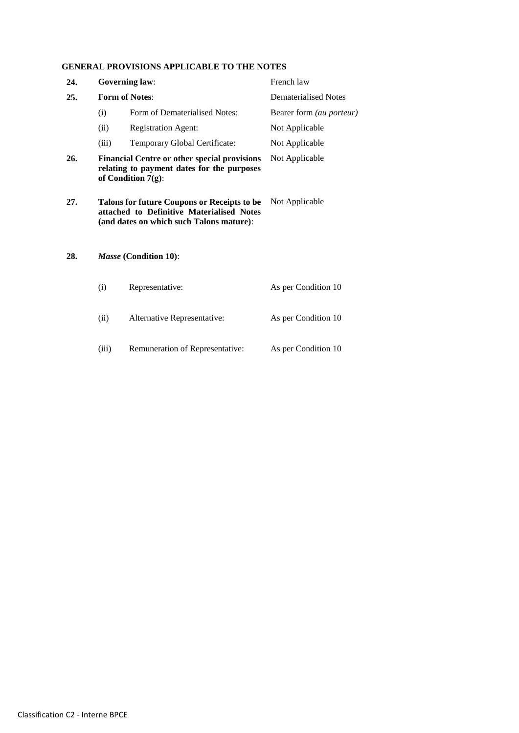**GENERAL PROVISIONS APPLICABLE TO THE NOTES**

| | | | |
|---|---|---|---|
| **24.** | **Governing law**: | | French law |
| **25.** | **Form of Notes**: | | Dematerialised Notes |
| | (i) | Form of Dematerialised Notes: | Bearer form *(au porteur)* |
| | (ii) | Registration Agent: | Not Applicable |
| | (iii) | Temporary Global Certificate: | Not Applicable |
| **26.** | **Financial Centre or other special provisions relating to payment dates for the purposes of Condition 7(g)**: | | Not Applicable |
| **27.** | **Talons for future Coupons or Receipts to be attached to Definitive Materialised Notes (and dates on which such Talons mature)**: | | Not Applicable |
| **28.** | ***Masse* (Condition 10)**: | | |
| | (i) | Representative: | As per Condition 10 |
| | (ii) | Alternative Representative: | As per Condition 10 |
| | (iii) | Remuneration of Representative: | As per Condition 10 |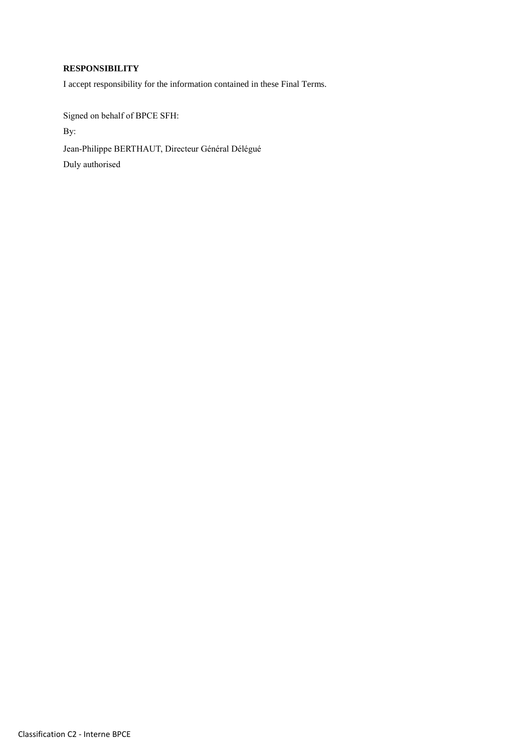**RESPONSIBILITY**

I accept responsibility for the information contained in these Final Terms.

Signed on behalf of BPCE SFH:

By:

Jean-Philippe BERTHAUT, Directeur Général Délégué

Duly authorised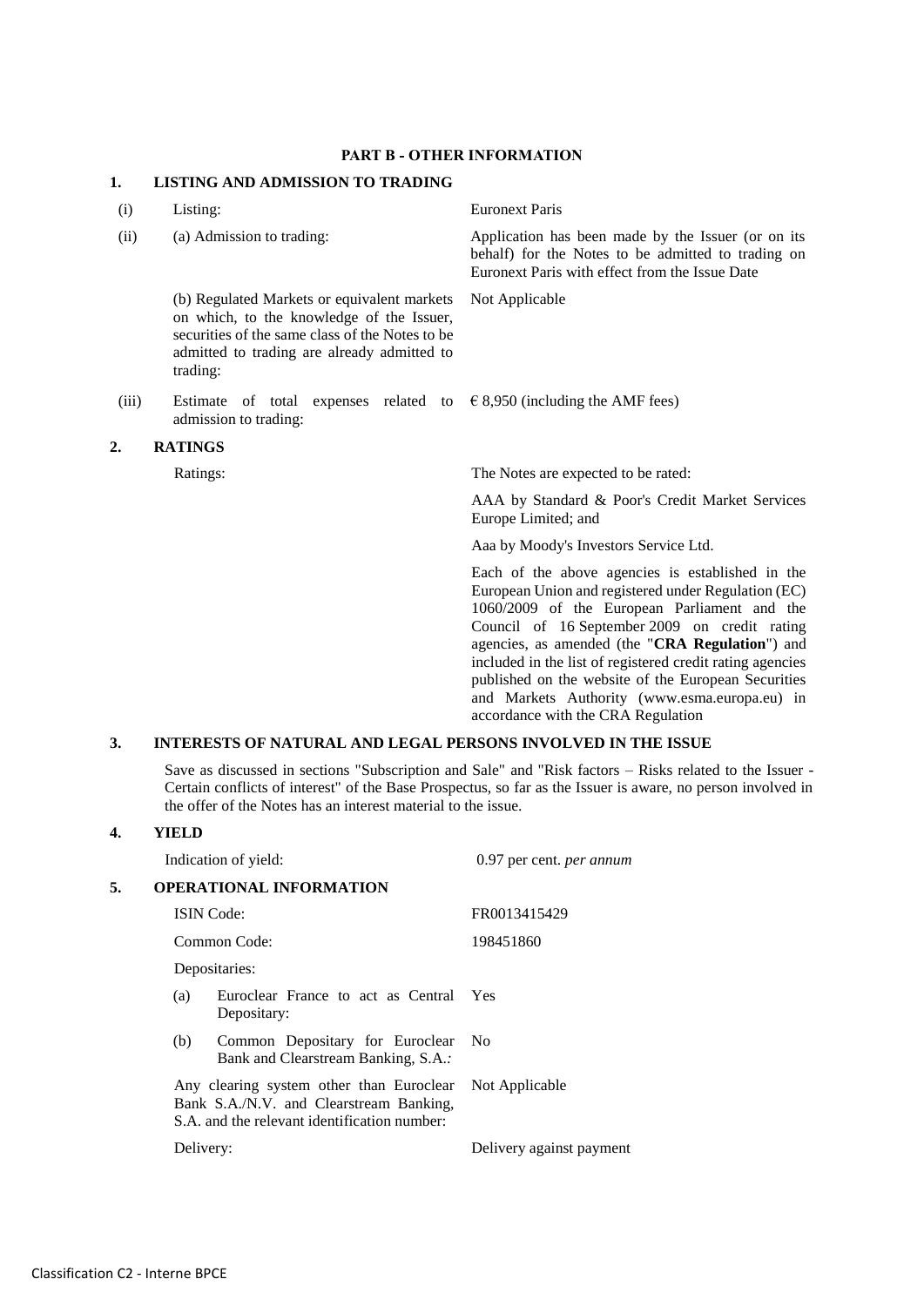## PART B - OTHER INFORMATION

### 1. LISTING AND ADMISSION TO TRADING

| | | |
|---|---|---|
| (i) | Listing: | Euronext Paris |
| (ii) | (a) Admission to trading: | Application has been made by the Issuer (or on its behalf) for the Notes to be admitted to trading on Euronext Paris with effect from the Issue Date |
| | (b) Regulated Markets or equivalent markets on which, to the knowledge of the Issuer, securities of the same class of the Notes to be admitted to trading are already admitted to trading: | Not Applicable |
| (iii) | Estimate of total expenses related to admission to trading: | € 8,950 (including the AMF fees) |

### 2. RATINGS

| | |
|---|---|
| Ratings: | The Notes are expected to be rated: |
| | AAA by Standard & Poor's Credit Market Services Europe Limited; and |
| | Aaa by Moody's Investors Service Ltd. |
| | Each of the above agencies is established in the European Union and registered under Regulation (EC) 1060/2009 of the European Parliament and the Council of 16 September 2009 on credit rating agencies, as amended (the "**CRA Regulation**") and included in the list of registered credit rating agencies published on the website of the European Securities and Markets Authority (www.esma.europa.eu) in accordance with the CRA Regulation |

### 3. INTERESTS OF NATURAL AND LEGAL PERSONS INVOLVED IN THE ISSUE

Save as discussed in sections "Subscription and Sale" and "Risk factors – Risks related to the Issuer - Certain conflicts of interest" of the Base Prospectus, so far as the Issuer is aware, no person involved in the offer of the Notes has an interest material to the issue.

### 4. YIELD

| | |
|---|---|
| Indication of yield: | 0.97 per cent. *per annum* |

### 5. OPERATIONAL INFORMATION

| | |
|---|---|
| ISIN Code: | FR0013415429 |
| Common Code: | 198451860 |
| Depositaries: | |
| (a) Euroclear France to act as Central Depositary: | Yes |
| (b) Common Depositary for Euroclear Bank and Clearstream Banking, S.A.: | No |
| Any clearing system other than Euroclear Bank S.A./N.V. and Clearstream Banking, S.A. and the relevant identification number: | Not Applicable |
| Delivery: | Delivery against payment |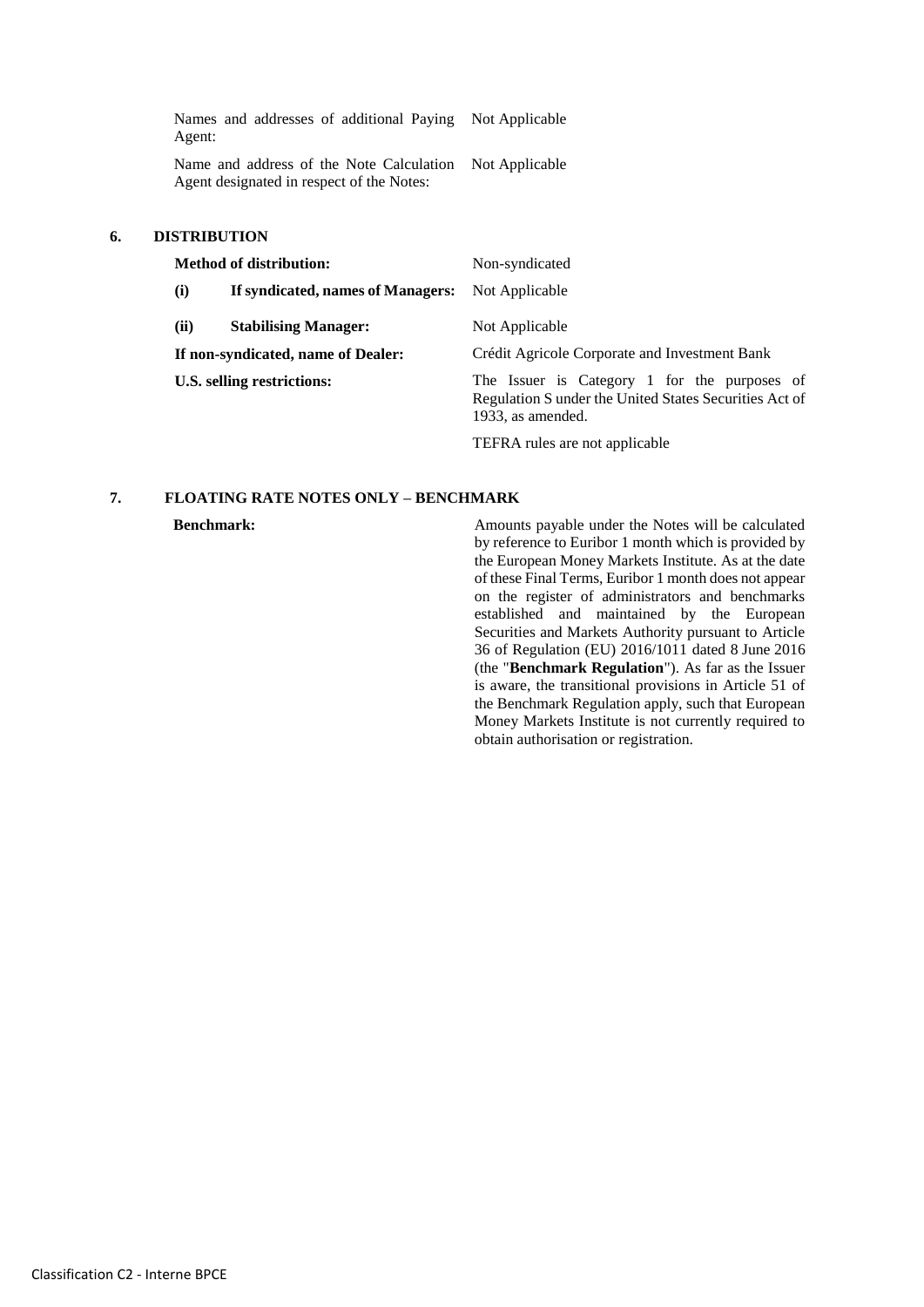| | |
|---|---|
| Names and addresses of additional Paying Agent: | Not Applicable |
| Name and address of the Note Calculation Agent designated in respect of the Notes: | Not Applicable |

## 6. DISTRIBUTION

| | |
|---|---|
| **Method of distribution:** | Non-syndicated |
| **(i) If syndicated, names of Managers:** | Not Applicable |
| **(ii) Stabilising Manager:** | Not Applicable |
| **If non-syndicated, name of Dealer:** | Crédit Agricole Corporate and Investment Bank |
| **U.S. selling restrictions:** | The Issuer is Category 1 for the purposes of Regulation S under the United States Securities Act of 1933, as amended.<br><br>TEFRA rules are not applicable |

## 7. FLOATING RATE NOTES ONLY – BENCHMARK

| | |
|---|---|
| **Benchmark:** | Amounts payable under the Notes will be calculated by reference to Euribor 1 month which is provided by the European Money Markets Institute. As at the date of these Final Terms, Euribor 1 month does not appear on the register of administrators and benchmarks established and maintained by the European Securities and Markets Authority pursuant to Article 36 of Regulation (EU) 2016/1011 dated 8 June 2016 (the "**Benchmark Regulation**"). As far as the Issuer is aware, the transitional provisions in Article 51 of the Benchmark Regulation apply, such that European Money Markets Institute is not currently required to obtain authorisation or registration. |